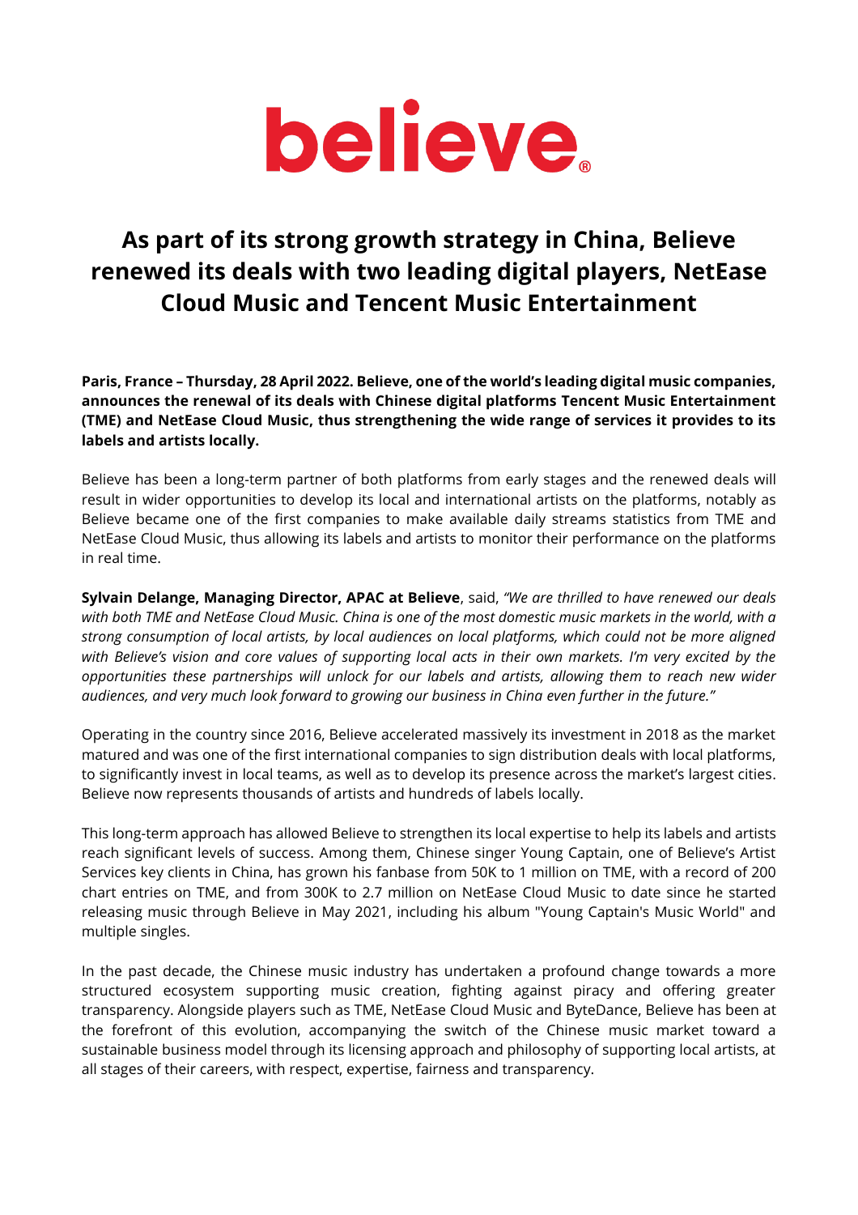believe

# As part of its strong growth strategy in China, Believe renewed its deals with two leading digital players, NetEase Cloud Music and Tencent Music Entertainment

**Paris, France – Thursday, 28 April 2022. Believe, one of the world's leading digital music companies, announces the renewal of its deals with Chinese digital platforms Tencent Music Entertainment (TME) and NetEase Cloud Music, thus strengthening the wide range of services it provides to its labels and artists locally.**

Believe has been a long-term partner of both platforms from early stages and the renewed deals will result in wider opportunities to develop its local and international artists on the platforms, notably as Believe became one of the first companies to make available daily streams statistics from TME and NetEase Cloud Music, thus allowing its labels and artists to monitor their performance on the platforms in real time.

**Sylvain Delange, Managing Director, APAC at Believe**, said, *"We are thrilled to have renewed our deals with both TME and NetEase Cloud Music. China is one of the most domestic music markets in the world, with a strong consumption of local artists, by local audiences on local platforms, which could not be more aligned with Believe's vision and core values of supporting local acts in their own markets. I'm very excited by the opportunities these partnerships will unlock for our labels and artists, allowing them to reach new wider audiences, and very much look forward to growing our business in China even further in the future."*

Operating in the country since 2016, Believe accelerated massively its investment in 2018 as the market matured and was one of the first international companies to sign distribution deals with local platforms, to significantly invest in local teams, as well as to develop its presence across the market's largest cities. Believe now represents thousands of artists and hundreds of labels locally.

This long-term approach has allowed Believe to strengthen its local expertise to help its labels and artists reach significant levels of success. Among them, Chinese singer Young Captain, one of Believe's Artist Services key clients in China, has grown his fanbase from 50K to 1 million on TME, with a record of 200 chart entries on TME, and from 300K to 2.7 million on NetEase Cloud Music to date since he started releasing music through Believe in May 2021, including his album "Young Captain's Music World" and multiple singles.

In the past decade, the Chinese music industry has undertaken a profound change towards a more structured ecosystem supporting music creation, fighting against piracy and offering greater transparency. Alongside players such as TME, NetEase Cloud Music and ByteDance, Believe has been at the forefront of this evolution, accompanying the switch of the Chinese music market toward a sustainable business model through its licensing approach and philosophy of supporting local artists, at all stages of their careers, with respect, expertise, fairness and transparency.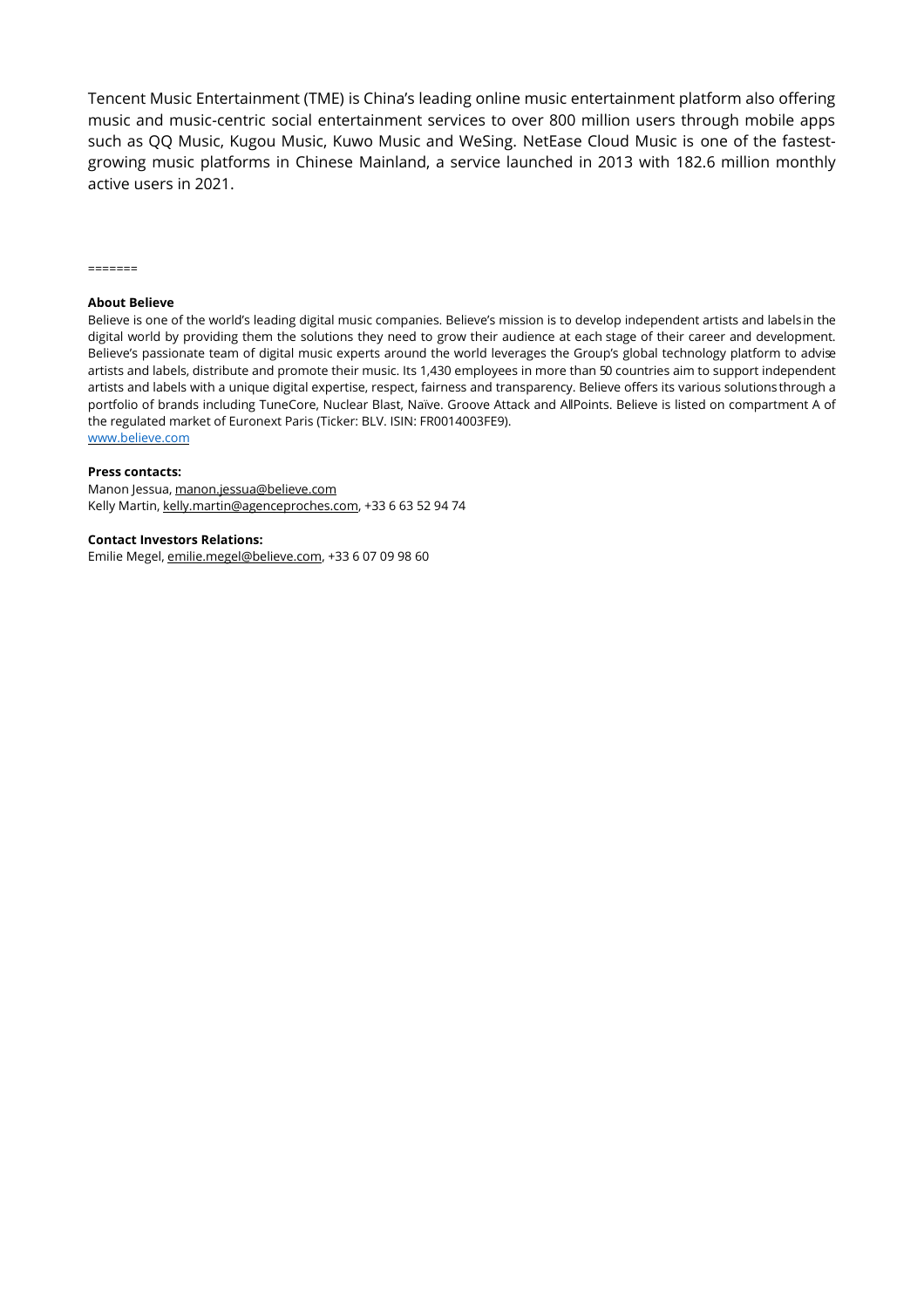Tencent Music Entertainment (TME) is China's leading online music entertainment platform also offering music and music-centric social entertainment services to over 800 million users through mobile apps such as QQ Music, Kugou Music, Kuwo Music and WeSing. NetEase Cloud Music is one of the fastest-growing music platforms in Chinese Mainland, a service launched in 2013 with 182.6 million monthly active users in 2021.

=======

**About Believe**

Believe is one of the world's leading digital music companies. Believe's mission is to develop independent artists and labels in the digital world by providing them the solutions they need to grow their audience at each stage of their career and development. Believe's passionate team of digital music experts around the world leverages the Group's global technology platform to advise artists and labels, distribute and promote their music. Its 1,430 employees in more than 50 countries aim to support independent artists and labels with a unique digital expertise, respect, fairness and transparency. Believe offers its various solutions through a portfolio of brands including TuneCore, Nuclear Blast, Naïve. Groove Attack and AllPoints. Believe is listed on compartment A of the regulated market of Euronext Paris (Ticker: BLV. ISIN: FR0014003FE9).
www.believe.com

**Press contacts:**
Manon Jessua, manon.jessua@believe.com
Kelly Martin, kelly.martin@agenceproches.com, +33 6 63 52 94 74

**Contact Investors Relations:**
Emilie Megel, emilie.megel@believe.com, +33 6 07 09 98 60